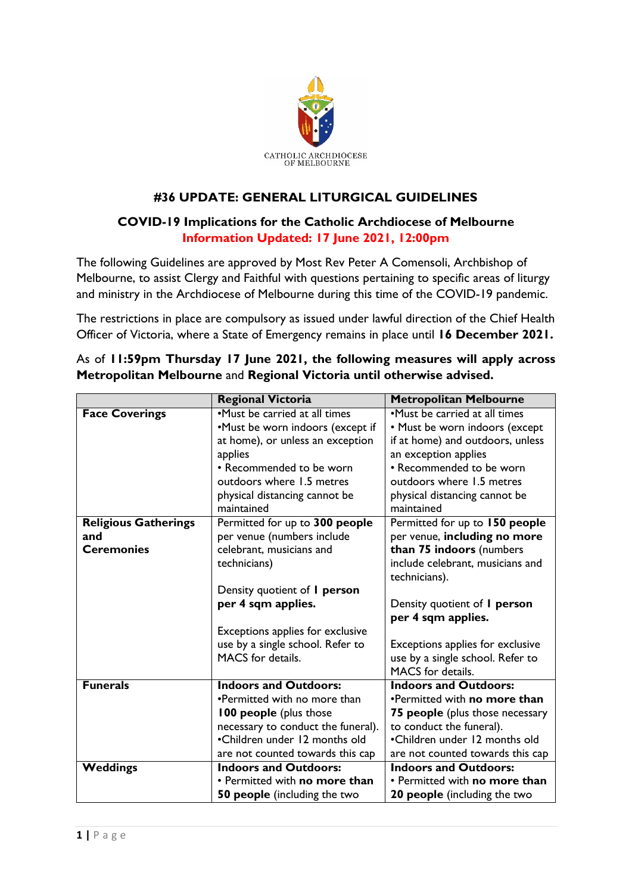CATHOLIC ARCHDIOCESE OF MELBOURNE

## #36 UPDATE: GENERAL LITURGICAL GUIDELINES

### COVID-19 Implications for the Catholic Archdiocese of Melbourne

**Information Updated: 17 June 2021, 12:00pm**

The following Guidelines are approved by Most Rev Peter A Comensoli, Archbishop of Melbourne, to assist Clergy and Faithful with questions pertaining to specific areas of liturgy and ministry in the Archdiocese of Melbourne during this time of the COVID-19 pandemic.

The restrictions in place are compulsory as issued under lawful direction of the Chief Health Officer of Victoria, where a State of Emergency remains in place until **16 December 2021.**

As of **11:59pm Thursday 17 June 2021, the following measures will apply across Metropolitan Melbourne** and **Regional Victoria until otherwise advised.**

| | **Regional Victoria** | **Metropolitan Melbourne** |
|---|---|---|
| **Face Coverings** | •Must be carried at all times<br>•Must be worn indoors (except if at home), or unless an exception applies<br>• Recommended to be worn outdoors where 1.5 metres physical distancing cannot be maintained | •Must be carried at all times<br>• Must be worn indoors (except if at home) and outdoors, unless an exception applies<br>• Recommended to be worn outdoors where 1.5 metres physical distancing cannot be maintained |
| **Religious Gatherings and Ceremonies** | Permitted for up to **300 people** per venue (numbers include celebrant, musicians and technicians)<br><br>Density quotient of **1 person per 4 sqm applies.**<br><br>Exceptions applies for exclusive use by a single school. Refer to MACS for details. | Permitted for up to **150 people** per venue, **including no more than 75 indoors** (numbers include celebrant, musicians and technicians).<br><br>Density quotient of **1 person per 4 sqm applies.**<br><br>Exceptions applies for exclusive use by a single school. Refer to MACS for details. |
| **Funerals** | **Indoors and Outdoors:**<br>•Permitted with no more than **100 people** (plus those necessary to conduct the funeral).<br>•Children under 12 months old are not counted towards this cap | **Indoors and Outdoors:**<br>•Permitted with **no more than 75 people** (plus those necessary to conduct the funeral).<br>•Children under 12 months old are not counted towards this cap |
| **Weddings** | **Indoors and Outdoors:**<br>• Permitted with **no more than 50 people** (including the two | **Indoors and Outdoors:**<br>• Permitted with **no more than 20 people** (including the two |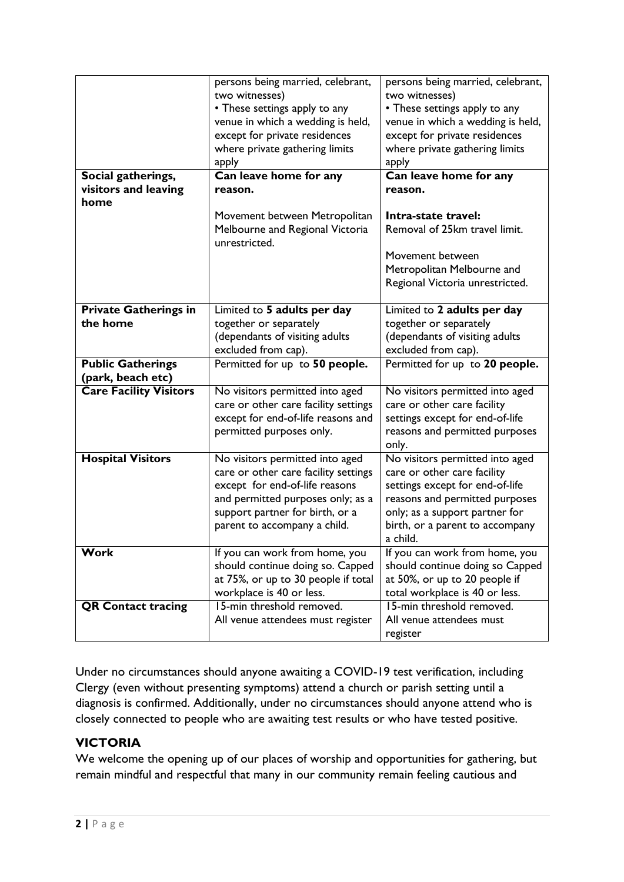| | | |
|---|---|---|
| | persons being married, celebrant, two witnesses)<br>• These settings apply to any venue in which a wedding is held, except for private residences where private gathering limits apply | persons being married, celebrant, two witnesses)<br>• These settings apply to any venue in which a wedding is held, except for private residences where private gathering limits apply |
| **Social gatherings, visitors and leaving home** | **Can leave home for any reason.**<br><br>Movement between Metropolitan Melbourne and Regional Victoria unrestricted. | **Can leave home for any reason.**<br><br>**Intra-state travel:**<br>Removal of 25km travel limit.<br><br>Movement between Metropolitan Melbourne and Regional Victoria unrestricted. |
| **Private Gatherings in the home** | Limited to **5 adults per day** together or separately (dependants of visiting adults excluded from cap). | Limited to **2 adults per day** together or separately (dependants of visiting adults excluded from cap). |
| **Public Gatherings (park, beach etc)** | Permitted for up to **50 people.** | Permitted for up to **20 people.** |
| **Care Facility Visitors** | No visitors permitted into aged care or other care facility settings except for end-of-life reasons and permitted purposes only. | No visitors permitted into aged care or other care facility settings except for end-of-life reasons and permitted purposes only. |
| **Hospital Visitors** | No visitors permitted into aged care or other care facility settings except for end-of-life reasons and permitted purposes only; as a support partner for birth, or a parent to accompany a child. | No visitors permitted into aged care or other care facility settings except for end-of-life reasons and permitted purposes only; as a support partner for birth, or a parent to accompany a child. |
| **Work** | If you can work from home, you should continue doing so. Capped at 75%, or up to 30 people if total workplace is 40 or less. | If you can work from home, you should continue doing so Capped at 50%, or up to 20 people if total workplace is 40 or less. |
| **QR Contact tracing** | 15-min threshold removed.<br>All venue attendees must register | 15-min threshold removed.<br>All venue attendees must register |

Under no circumstances should anyone awaiting a COVID-19 test verification, including Clergy (even without presenting symptoms) attend a church or parish setting until a diagnosis is confirmed. Additionally, under no circumstances should anyone attend who is closely connected to people who are awaiting test results or who have tested positive.

## VICTORIA

We welcome the opening up of our places of worship and opportunities for gathering, but remain mindful and respectful that many in our community remain feeling cautious and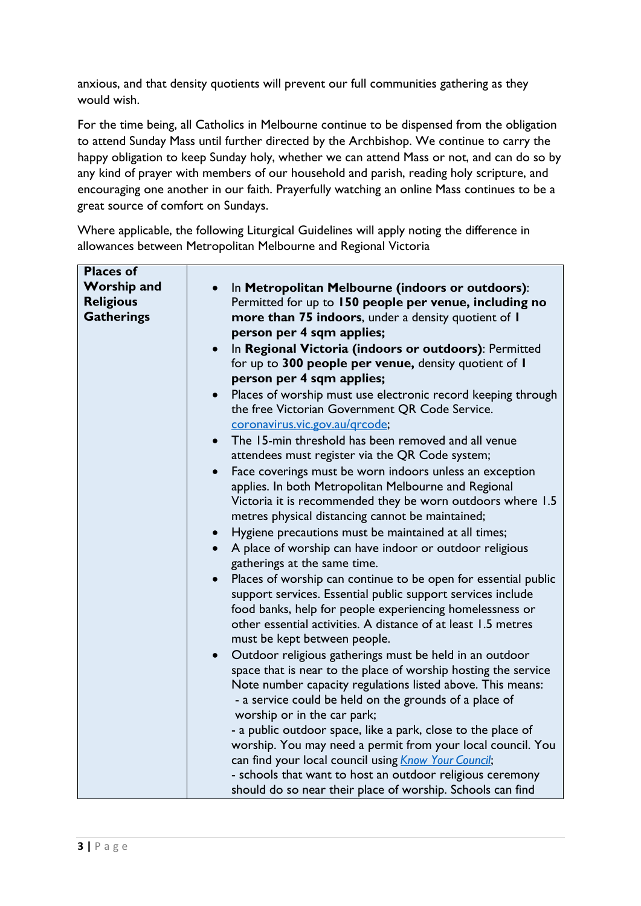anxious, and that density quotients will prevent our full communities gathering as they would wish.

For the time being, all Catholics in Melbourne continue to be dispensed from the obligation to attend Sunday Mass until further directed by the Archbishop. We continue to carry the happy obligation to keep Sunday holy, whether we can attend Mass or not, and can do so by any kind of prayer with members of our household and parish, reading holy scripture, and encouraging one another in our faith. Prayerfully watching an online Mass continues to be a great source of comfort on Sundays.

Where applicable, the following Liturgical Guidelines will apply noting the difference in allowances between Metropolitan Melbourne and Regional Victoria

| **Places of Worship and Religious Gatherings** | • In **Metropolitan Melbourne (indoors or outdoors)**: Permitted for up to **150 people per venue, including no more than 75 indoors**, under a density quotient of **1 person per 4 sqm applies;**<br>• In **Regional Victoria (indoors or outdoors)**: Permitted for up to **300 people per venue,** density quotient of **1 person per 4 sqm applies;**<br>• Places of worship must use electronic record keeping through the free Victorian Government QR Code Service. coronavirus.vic.gov.au/qrcode;<br>• The 15-min threshold has been removed and all venue attendees must register via the QR Code system;<br>• Face coverings must be worn indoors unless an exception applies. In both Metropolitan Melbourne and Regional Victoria it is recommended they be worn outdoors where 1.5 metres physical distancing cannot be maintained;<br>• Hygiene precautions must be maintained at all times;<br>• A place of worship can have indoor or outdoor religious gatherings at the same time.<br>• Places of worship can continue to be open for essential public support services. Essential public support services include food banks, help for people experiencing homelessness or other essential activities. A distance of at least 1.5 metres must be kept between people.<br>• Outdoor religious gatherings must be held in an outdoor space that is near to the place of worship hosting the service Note number capacity regulations listed above. This means:<br>- a service could be held on the grounds of a place of worship or in the car park;<br>- a public outdoor space, like a park, close to the place of worship. You may need a permit from your local council. You can find your local council using *Know Your Council*;<br>- schools that want to host an outdoor religious ceremony should do so near their place of worship. Schools can find |
|---|---|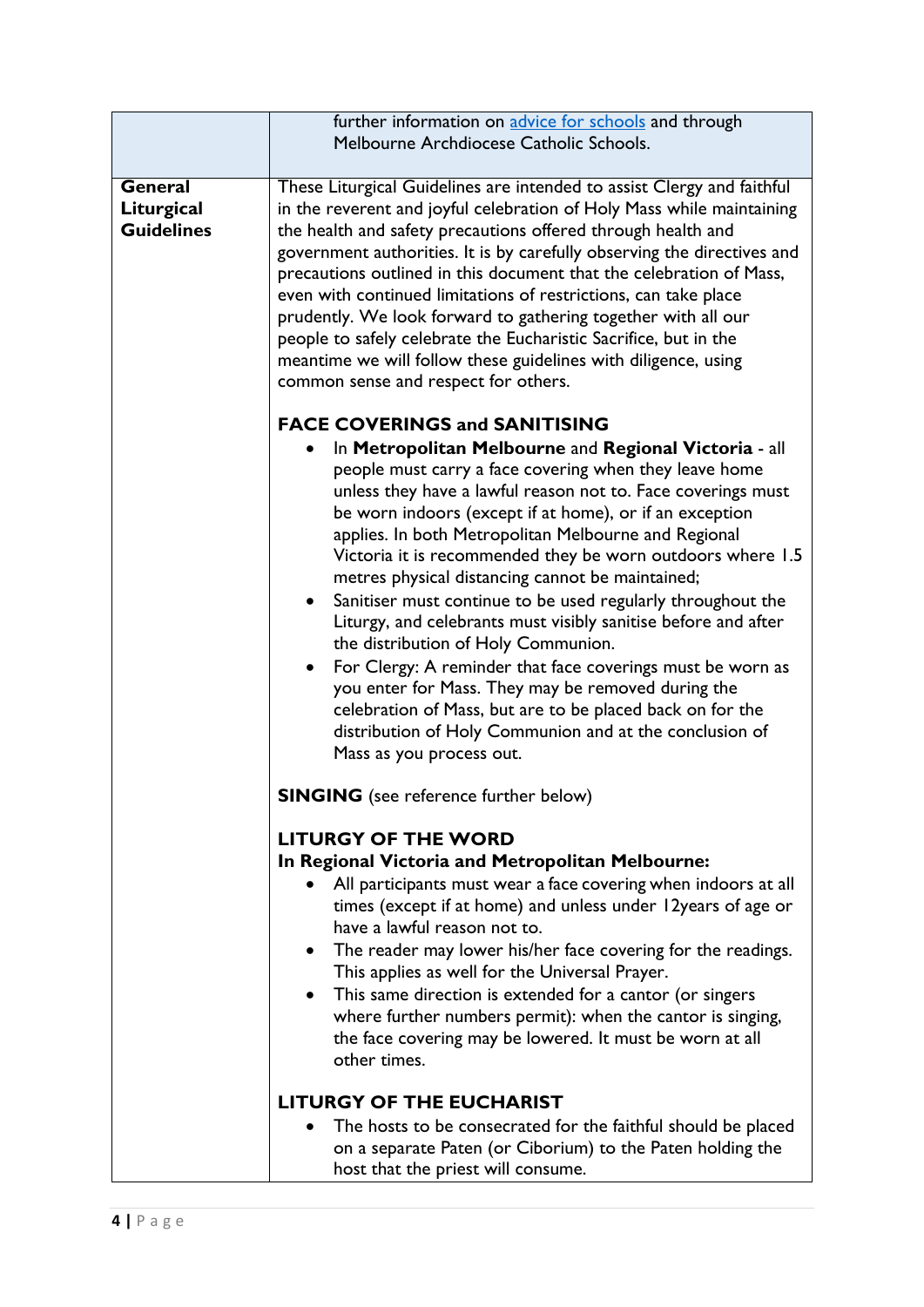| | |
|---|---|
| | further information on [advice for schools]() and through Melbourne Archdiocese Catholic Schools. |
| **General Liturgical Guidelines** | These Liturgical Guidelines are intended to assist Clergy and faithful in the reverent and joyful celebration of Holy Mass while maintaining the health and safety precautions offered through health and government authorities. It is by carefully observing the directives and precautions outlined in this document that the celebration of Mass, even with continued limitations of restrictions, can take place prudently. We look forward to gathering together with all our people to safely celebrate the Eucharistic Sacrifice, but in the meantime we will follow these guidelines with diligence, using common sense and respect for others.<br><br>**FACE COVERINGS and SANITISING**<br>• In **Metropolitan Melbourne** and **Regional Victoria** - all people must carry a face covering when they leave home unless they have a lawful reason not to. Face coverings must be worn indoors (except if at home), or if an exception applies. In both Metropolitan Melbourne and Regional Victoria it is recommended they be worn outdoors where 1.5 metres physical distancing cannot be maintained;<br>• Sanitiser must continue to be used regularly throughout the Liturgy, and celebrants must visibly sanitise before and after the distribution of Holy Communion.<br>• For Clergy: A reminder that face coverings must be worn as you enter for Mass. They may be removed during the celebration of Mass, but are to be placed back on for the distribution of Holy Communion and at the conclusion of Mass as you process out.<br><br>**SINGING** (see reference further below)<br><br>**LITURGY OF THE WORD**<br>**In Regional Victoria and Metropolitan Melbourne:**<br>• All participants must wear a face covering when indoors at all times (except if at home) and unless under 12years of age or have a lawful reason not to.<br>• The reader may lower his/her face covering for the readings. This applies as well for the Universal Prayer.<br>• This same direction is extended for a cantor (or singers where further numbers permit): when the cantor is singing, the face covering may be lowered. It must be worn at all other times.<br><br>**LITURGY OF THE EUCHARIST**<br>• The hosts to be consecrated for the faithful should be placed on a separate Paten (or Ciborium) to the Paten holding the host that the priest will consume. |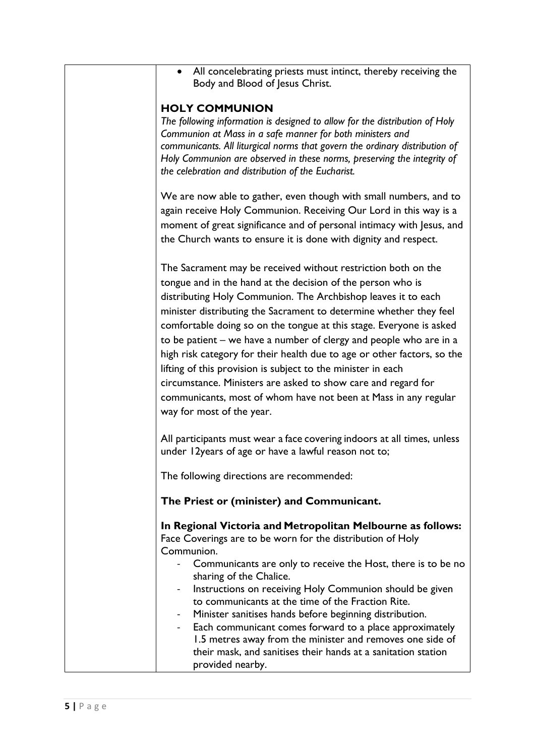- All concelebrating priests must intinct, thereby receiving the Body and Blood of Jesus Christ.

## HOLY COMMUNION

*The following information is designed to allow for the distribution of Holy Communion at Mass in a safe manner for both ministers and communicants. All liturgical norms that govern the ordinary distribution of Holy Communion are observed in these norms, preserving the integrity of the celebration and distribution of the Eucharist.*

We are now able to gather, even though with small numbers, and to again receive Holy Communion. Receiving Our Lord in this way is a moment of great significance and of personal intimacy with Jesus, and the Church wants to ensure it is done with dignity and respect.

The Sacrament may be received without restriction both on the tongue and in the hand at the decision of the person who is distributing Holy Communion. The Archbishop leaves it to each minister distributing the Sacrament to determine whether they feel comfortable doing so on the tongue at this stage. Everyone is asked to be patient – we have a number of clergy and people who are in a high risk category for their health due to age or other factors, so the lifting of this provision is subject to the minister in each circumstance. Ministers are asked to show care and regard for communicants, most of whom have not been at Mass in any regular way for most of the year.

All participants must wear a face covering indoors at all times, unless under 12years of age or have a lawful reason not to;

The following directions are recommended:

**The Priest or (minister) and Communicant.**

**In Regional Victoria and Metropolitan Melbourne as follows:**
Face Coverings are to be worn for the distribution of Holy Communion.

- Communicants are only to receive the Host, there is to be no sharing of the Chalice.
- Instructions on receiving Holy Communion should be given to communicants at the time of the Fraction Rite.
- Minister sanitises hands before beginning distribution.
- Each communicant comes forward to a place approximately 1.5 metres away from the minister and removes one side of their mask, and sanitises their hands at a sanitation station provided nearby.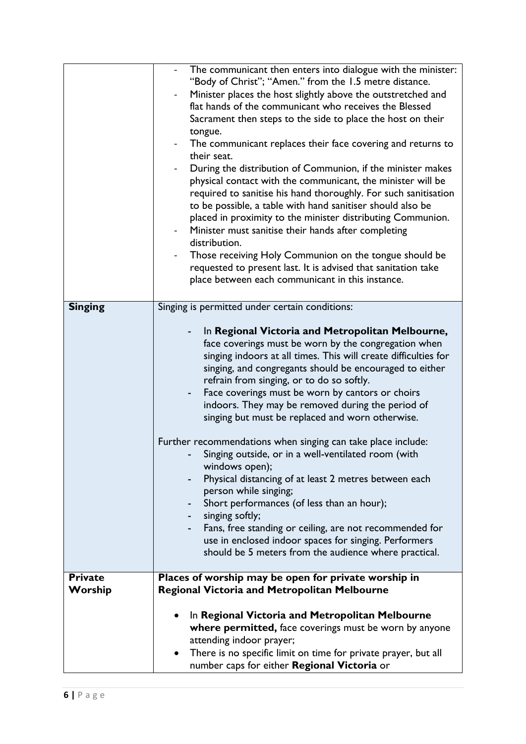| | |
|---|---|
| | - The communicant then enters into dialogue with the minister: "Body of Christ"; "Amen." from the 1.5 metre distance.<br>- Minister places the host slightly above the outstretched and flat hands of the communicant who receives the Blessed Sacrament then steps to the side to place the host on their tongue.<br>- The communicant replaces their face covering and returns to their seat.<br>- During the distribution of Communion, if the minister makes physical contact with the communicant, the minister will be required to sanitise his hand thoroughly. For such sanitisation to be possible, a table with hand sanitiser should also be placed in proximity to the minister distributing Communion.<br>- Minister must sanitise their hands after completing distribution.<br>- Those receiving Holy Communion on the tongue should be requested to present last. It is advised that sanitation take place between each communicant in this instance. |
| **Singing** | Singing is permitted under certain conditions:<br><br>- In **Regional Victoria and Metropolitan Melbourne,** face coverings must be worn by the congregation when singing indoors at all times. This will create difficulties for singing, and congregants should be encouraged to either refrain from singing, or to do so softly.<br>- Face coverings must be worn by cantors or choirs indoors. They may be removed during the period of singing but must be replaced and worn otherwise.<br><br>Further recommendations when singing can take place include:<br>- Singing outside, or in a well-ventilated room (with windows open);<br>- Physical distancing of at least 2 metres between each person while singing;<br>- Short performances (of less than an hour);<br>- singing softly;<br>- Fans, free standing or ceiling, are not recommended for use in enclosed indoor spaces for singing. Performers should be 5 meters from the audience where practical. |
| **Private Worship** | **Places of worship may be open for private worship in Regional Victoria and Metropolitan Melbourne**<br><br>• In **Regional Victoria and Metropolitan Melbourne where permitted,** face coverings must be worn by anyone attending indoor prayer;<br>• There is no specific limit on time for private prayer, but all number caps for either **Regional Victoria** or |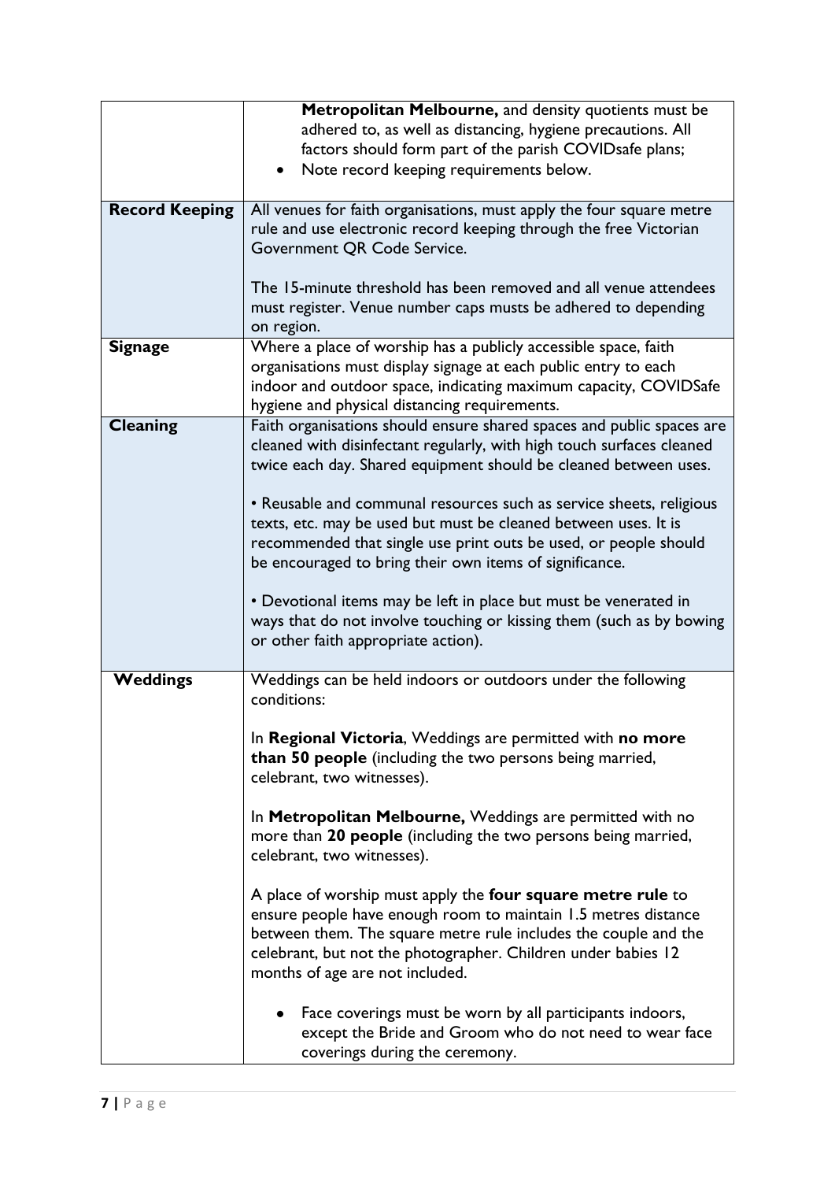| | |
|---|---|
| | **Metropolitan Melbourne,** and density quotients must be adhered to, as well as distancing, hygiene precautions. All factors should form part of the parish COVIDsafe plans;<br>• Note record keeping requirements below. |
| **Record Keeping** | All venues for faith organisations, must apply the four square metre rule and use electronic record keeping through the free Victorian Government QR Code Service.<br><br>The 15-minute threshold has been removed and all venue attendees must register. Venue number caps musts be adhered to depending on region. |
| **Signage** | Where a place of worship has a publicly accessible space, faith organisations must display signage at each public entry to each indoor and outdoor space, indicating maximum capacity, COVIDSafe hygiene and physical distancing requirements. |
| **Cleaning** | Faith organisations should ensure shared spaces and public spaces are cleaned with disinfectant regularly, with high touch surfaces cleaned twice each day. Shared equipment should be cleaned between uses.<br><br>• Reusable and communal resources such as service sheets, religious texts, etc. may be used but must be cleaned between uses. It is recommended that single use print outs be used, or people should be encouraged to bring their own items of significance.<br><br>• Devotional items may be left in place but must be venerated in ways that do not involve touching or kissing them (such as by bowing or other faith appropriate action). |
| **Weddings** | Weddings can be held indoors or outdoors under the following conditions:<br><br>In **Regional Victoria**, Weddings are permitted with **no more than 50 people** (including the two persons being married, celebrant, two witnesses).<br><br>In **Metropolitan Melbourne,** Weddings are permitted with no more than **20 people** (including the two persons being married, celebrant, two witnesses).<br><br>A place of worship must apply the **four square metre rule** to ensure people have enough room to maintain 1.5 metres distance between them. The square metre rule includes the couple and the celebrant, but not the photographer. Children under babies 12 months of age are not included.<br><br>• Face coverings must be worn by all participants indoors, except the Bride and Groom who do not need to wear face coverings during the ceremony. |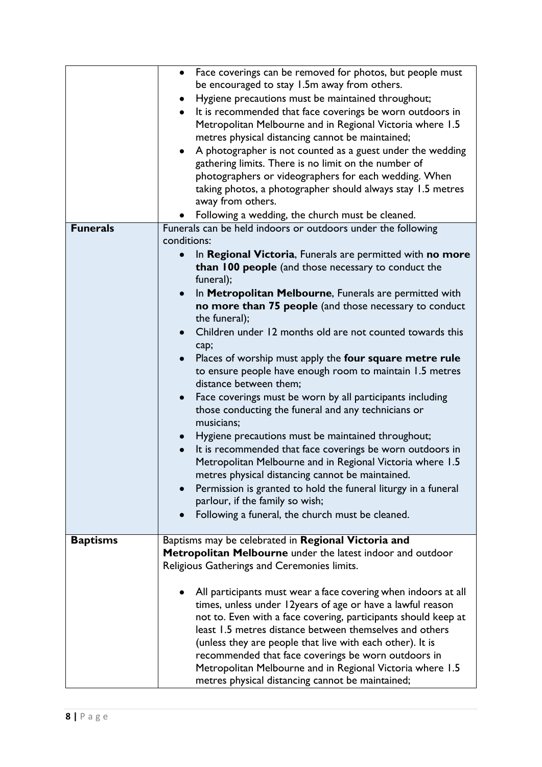| | |
|---|---|
| | • Face coverings can be removed for photos, but people must be encouraged to stay 1.5m away from others.<br>• Hygiene precautions must be maintained throughout;<br>• It is recommended that face coverings be worn outdoors in Metropolitan Melbourne and in Regional Victoria where 1.5 metres physical distancing cannot be maintained;<br>• A photographer is not counted as a guest under the wedding gathering limits. There is no limit on the number of photographers or videographers for each wedding. When taking photos, a photographer should always stay 1.5 metres away from others.<br>• Following a wedding, the church must be cleaned. |
| **Funerals** | Funerals can be held indoors or outdoors under the following conditions:<br>• In **Regional Victoria**, Funerals are permitted with **no more than 100 people** (and those necessary to conduct the funeral);<br>• In **Metropolitan Melbourne**, Funerals are permitted with **no more than 75 people** (and those necessary to conduct the funeral);<br>• Children under 12 months old are not counted towards this cap;<br>• Places of worship must apply the **four square metre rule** to ensure people have enough room to maintain 1.5 metres distance between them;<br>• Face coverings must be worn by all participants including those conducting the funeral and any technicians or musicians;<br>• Hygiene precautions must be maintained throughout;<br>• It is recommended that face coverings be worn outdoors in Metropolitan Melbourne and in Regional Victoria where 1.5 metres physical distancing cannot be maintained.<br>• Permission is granted to hold the funeral liturgy in a funeral parlour, if the family so wish;<br>• Following a funeral, the church must be cleaned. |
| **Baptisms** | Baptisms may be celebrated in **Regional Victoria and Metropolitan Melbourne** under the latest indoor and outdoor Religious Gatherings and Ceremonies limits.<br><br>• All participants must wear a face covering when indoors at all times, unless under 12years of age or have a lawful reason not to. Even with a face covering, participants should keep at least 1.5 metres distance between themselves and others (unless they are people that live with each other). It is recommended that face coverings be worn outdoors in Metropolitan Melbourne and in Regional Victoria where 1.5 metres physical distancing cannot be maintained; |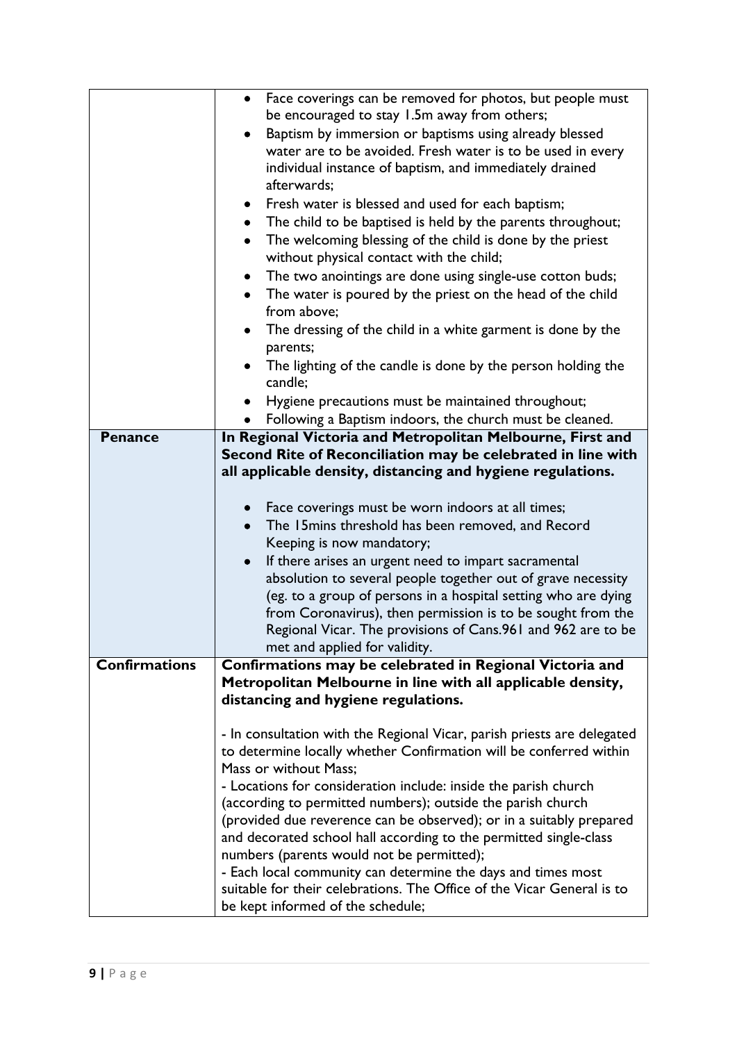| | |
|---|---|
| | • Face coverings can be removed for photos, but people must be encouraged to stay 1.5m away from others;<br>• Baptism by immersion or baptisms using already blessed water are to be avoided. Fresh water is to be used in every individual instance of baptism, and immediately drained afterwards;<br>• Fresh water is blessed and used for each baptism;<br>• The child to be baptised is held by the parents throughout;<br>• The welcoming blessing of the child is done by the priest without physical contact with the child;<br>• The two anointings are done using single-use cotton buds;<br>• The water is poured by the priest on the head of the child from above;<br>• The dressing of the child in a white garment is done by the parents;<br>• The lighting of the candle is done by the person holding the candle;<br>• Hygiene precautions must be maintained throughout;<br>• Following a Baptism indoors, the church must be cleaned. |
| **Penance** | **In Regional Victoria and Metropolitan Melbourne, First and Second Rite of Reconciliation may be celebrated in line with all applicable density, distancing and hygiene regulations.**<br><br>• Face coverings must be worn indoors at all times;<br>• The 15mins threshold has been removed, and Record Keeping is now mandatory;<br>• If there arises an urgent need to impart sacramental absolution to several people together out of grave necessity (eg. to a group of persons in a hospital setting who are dying from Coronavirus), then permission is to be sought from the Regional Vicar. The provisions of Cans.961 and 962 are to be met and applied for validity. |
| **Confirmations** | **Confirmations may be celebrated in Regional Victoria and Metropolitan Melbourne in line with all applicable density, distancing and hygiene regulations.**<br><br>- In consultation with the Regional Vicar, parish priests are delegated to determine locally whether Confirmation will be conferred within Mass or without Mass;<br>- Locations for consideration include: inside the parish church (according to permitted numbers); outside the parish church (provided due reverence can be observed); or in a suitably prepared and decorated school hall according to the permitted single-class numbers (parents would not be permitted);<br>- Each local community can determine the days and times most suitable for their celebrations. The Office of the Vicar General is to be kept informed of the schedule; |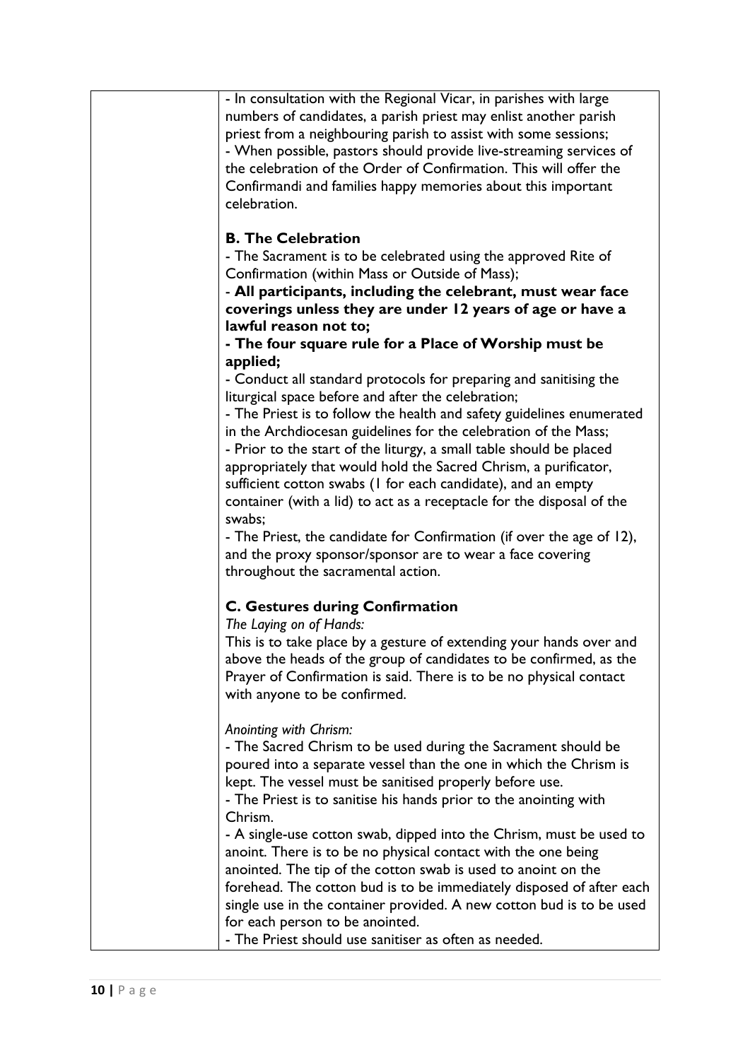- In consultation with the Regional Vicar, in parishes with large numbers of candidates, a parish priest may enlist another parish priest from a neighbouring parish to assist with some sessions;
- When possible, pastors should provide live-streaming services of the celebration of the Order of Confirmation. This will offer the Confirmandi and families happy memories about this important celebration.

**B. The Celebration**

- The Sacrament is to be celebrated using the approved Rite of Confirmation (within Mass or Outside of Mass);
- **All participants, including the celebrant, must wear face coverings unless they are under 12 years of age or have a lawful reason not to;**
- **The four square rule for a Place of Worship must be applied;**
- Conduct all standard protocols for preparing and sanitising the liturgical space before and after the celebration;
- The Priest is to follow the health and safety guidelines enumerated in the Archdiocesan guidelines for the celebration of the Mass;
- Prior to the start of the liturgy, a small table should be placed appropriately that would hold the Sacred Chrism, a purificator, sufficient cotton swabs (1 for each candidate), and an empty container (with a lid) to act as a receptacle for the disposal of the swabs;
- The Priest, the candidate for Confirmation (if over the age of 12), and the proxy sponsor/sponsor are to wear a face covering throughout the sacramental action.

**C. Gestures during Confirmation**

*The Laying on of Hands:*

This is to take place by a gesture of extending your hands over and above the heads of the group of candidates to be confirmed, as the Prayer of Confirmation is said. There is to be no physical contact with anyone to be confirmed.

*Anointing with Chrism:*

- The Sacred Chrism to be used during the Sacrament should be poured into a separate vessel than the one in which the Chrism is kept. The vessel must be sanitised properly before use.
- The Priest is to sanitise his hands prior to the anointing with Chrism.
- A single-use cotton swab, dipped into the Chrism, must be used to anoint. There is to be no physical contact with the one being anointed. The tip of the cotton swab is used to anoint on the forehead. The cotton bud is to be immediately disposed of after each single use in the container provided. A new cotton bud is to be used for each person to be anointed.
- The Priest should use sanitiser as often as needed.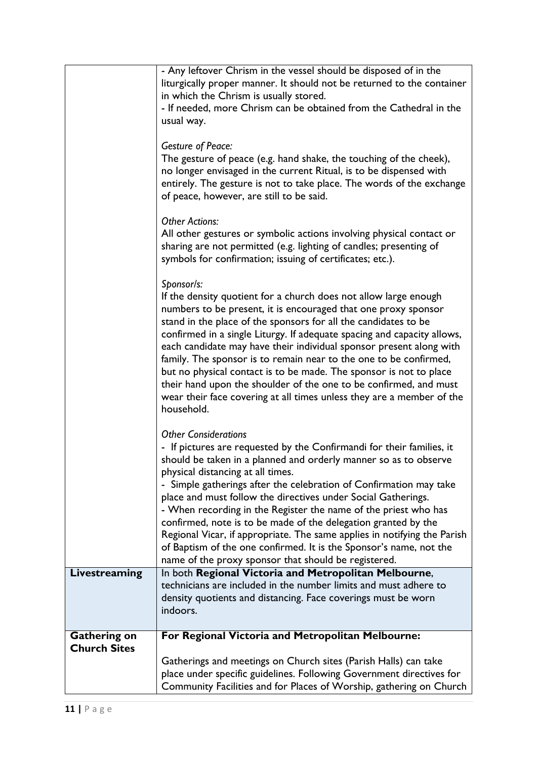| | |
|---|---|
| | - Any leftover Chrism in the vessel should be disposed of in the liturgically proper manner. It should not be returned to the container in which the Chrism is usually stored.<br>- If needed, more Chrism can be obtained from the Cathedral in the usual way.<br><br>*Gesture of Peace:*<br>The gesture of peace (e.g. hand shake, the touching of the cheek), no longer envisaged in the current Ritual, is to be dispensed with entirely. The gesture is not to take place. The words of the exchange of peace, however, are still to be said.<br><br>*Other Actions:*<br>All other gestures or symbolic actions involving physical contact or sharing are not permitted (e.g. lighting of candles; presenting of symbols for confirmation; issuing of certificates; etc.).<br><br>*Sponsor/s:*<br>If the density quotient for a church does not allow large enough numbers to be present, it is encouraged that one proxy sponsor stand in the place of the sponsors for all the candidates to be confirmed in a single Liturgy. If adequate spacing and capacity allows, each candidate may have their individual sponsor present along with family. The sponsor is to remain near to the one to be confirmed, but no physical contact is to be made. The sponsor is not to place their hand upon the shoulder of the one to be confirmed, and must wear their face covering at all times unless they are a member of the household.<br><br>*Other Considerations*<br>- If pictures are requested by the Confirmandi for their families, it should be taken in a planned and orderly manner so as to observe physical distancing at all times.<br>- Simple gatherings after the celebration of Confirmation may take place and must follow the directives under Social Gatherings.<br>- When recording in the Register the name of the priest who has confirmed, note is to be made of the delegation granted by the Regional Vicar, if appropriate. The same applies in notifying the Parish of Baptism of the one confirmed. It is the Sponsor's name, not the name of the proxy sponsor that should be registered. |
| **Livestreaming** | In both **Regional Victoria and Metropolitan Melbourne**, technicians are included in the number limits and must adhere to density quotients and distancing. Face coverings must be worn indoors. |
| **Gathering on Church Sites** | **For Regional Victoria and Metropolitan Melbourne:**<br><br>Gatherings and meetings on Church sites (Parish Halls) can take place under specific guidelines. Following Government directives for Community Facilities and for Places of Worship, gathering on Church |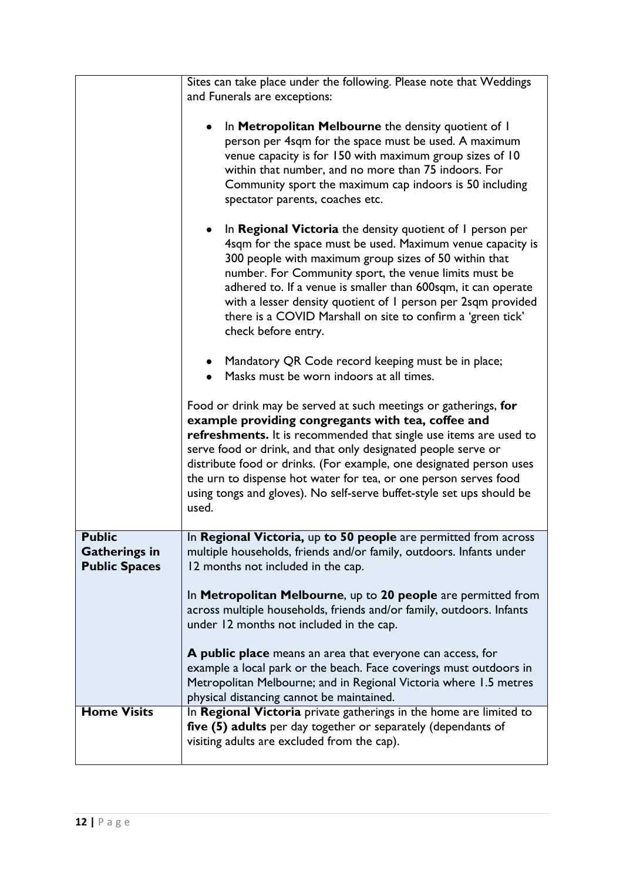| | |
|---|---|
| | Sites can take place under the following. Please note that Weddings and Funerals are exceptions:<br><br>• In **Metropolitan Melbourne** the density quotient of 1 person per 4sqm for the space must be used. A maximum venue capacity is for 150 with maximum group sizes of 10 within that number, and no more than 75 indoors. For Community sport the maximum cap indoors is 50 including spectator parents, coaches etc.<br><br>• In **Regional Victoria** the density quotient of 1 person per 4sqm for the space must be used. Maximum venue capacity is 300 people with maximum group sizes of 50 within that number. For Community sport, the venue limits must be adhered to. If a venue is smaller than 600sqm, it can operate with a lesser density quotient of 1 person per 2sqm provided there is a COVID Marshall on site to confirm a 'green tick' check before entry.<br><br>• Mandatory QR Code record keeping must be in place;<br>• Masks must be worn indoors at all times.<br><br>Food or drink may be served at such meetings or gatherings, **for example providing congregants with tea, coffee and refreshments.** It is recommended that single use items are used to serve food or drink, and that only designated people serve or distribute food or drinks. (For example, one designated person uses the urn to dispense hot water for tea, or one person serves food using tongs and gloves). No self-serve buffet-style set ups should be used. |
| **Public Gatherings in Public Spaces** | In **Regional Victoria,** up **to 50 people** are permitted from across multiple households, friends and/or family, outdoors. Infants under 12 months not included in the cap.<br><br>In **Metropolitan Melbourne**, up to **20 people** are permitted from across multiple households, friends and/or family, outdoors. Infants under 12 months not included in the cap.<br><br>**A public place** means an area that everyone can access, for example a local park or the beach. Face coverings must outdoors in Metropolitan Melbourne; and in Regional Victoria where 1.5 metres physical distancing cannot be maintained. |
| **Home Visits** | In **Regional Victoria** private gatherings in the home are limited to **five (5) adults** per day together or separately (dependants of visiting adults are excluded from the cap). |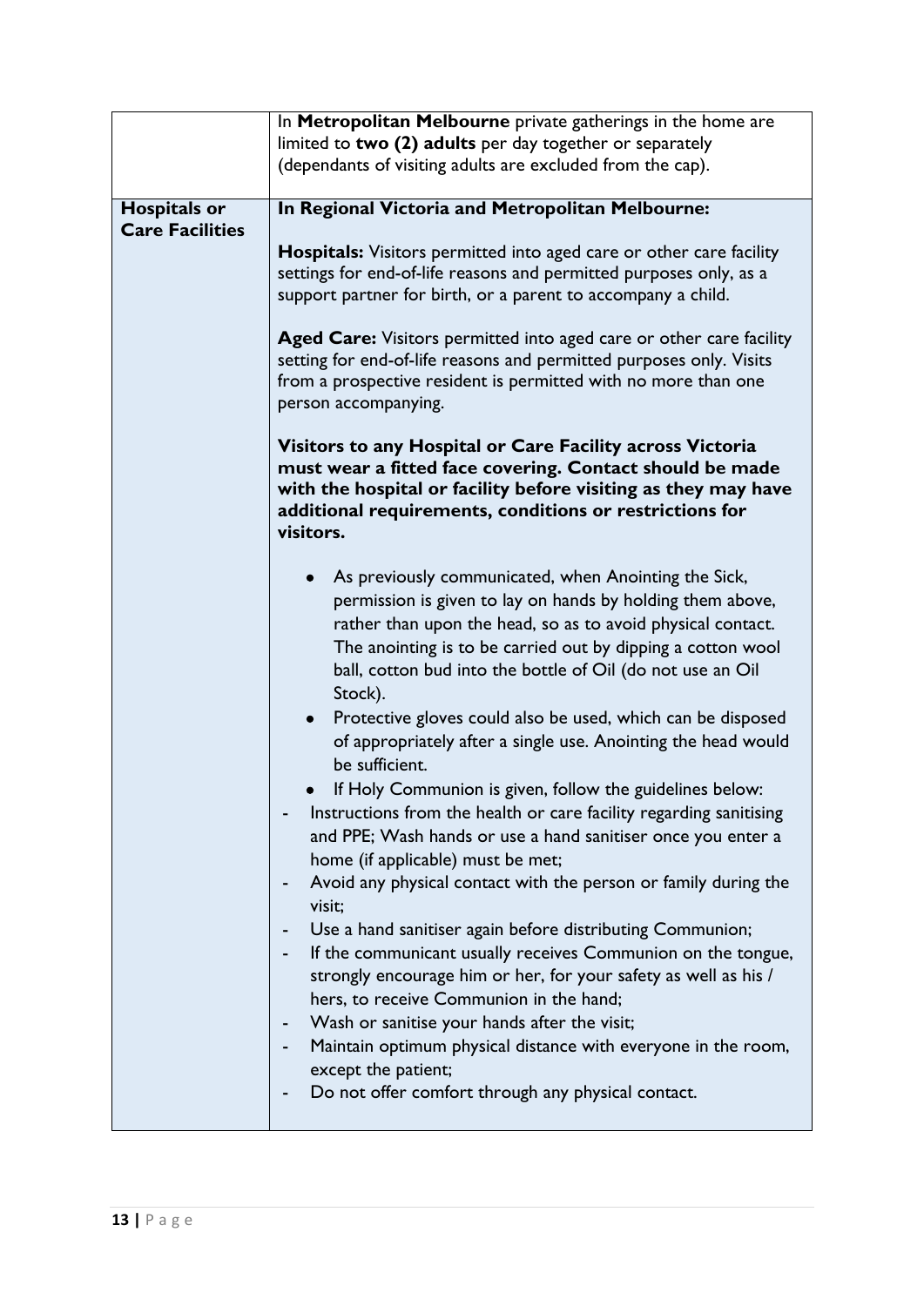| | |
|---|---|
| | In **Metropolitan Melbourne** private gatherings in the home are limited to **two (2) adults** per day together or separately (dependants of visiting adults are excluded from the cap). |
| **Hospitals or Care Facilities** | **In Regional Victoria and Metropolitan Melbourne:**<br><br>**Hospitals:** Visitors permitted into aged care or other care facility settings for end-of-life reasons and permitted purposes only, as a support partner for birth, or a parent to accompany a child.<br><br>**Aged Care:** Visitors permitted into aged care or other care facility setting for end-of-life reasons and permitted purposes only. Visits from a prospective resident is permitted with no more than one person accompanying.<br><br>**Visitors to any Hospital or Care Facility across Victoria must wear a fitted face covering. Contact should be made with the hospital or facility before visiting as they may have additional requirements, conditions or restrictions for visitors.**<br><br>• As previously communicated, when Anointing the Sick, permission is given to lay on hands by holding them above, rather than upon the head, so as to avoid physical contact. The anointing is to be carried out by dipping a cotton wool ball, cotton bud into the bottle of Oil (do not use an Oil Stock).<br>• Protective gloves could also be used, which can be disposed of appropriately after a single use. Anointing the head would be sufficient.<br>• If Holy Communion is given, follow the guidelines below:<br>- Instructions from the health or care facility regarding sanitising and PPE; Wash hands or use a hand sanitiser once you enter a home (if applicable) must be met;<br>- Avoid any physical contact with the person or family during the visit;<br>- Use a hand sanitiser again before distributing Communion;<br>- If the communicant usually receives Communion on the tongue, strongly encourage him or her, for your safety as well as his / hers, to receive Communion in the hand;<br>- Wash or sanitise your hands after the visit;<br>- Maintain optimum physical distance with everyone in the room, except the patient;<br>- Do not offer comfort through any physical contact. |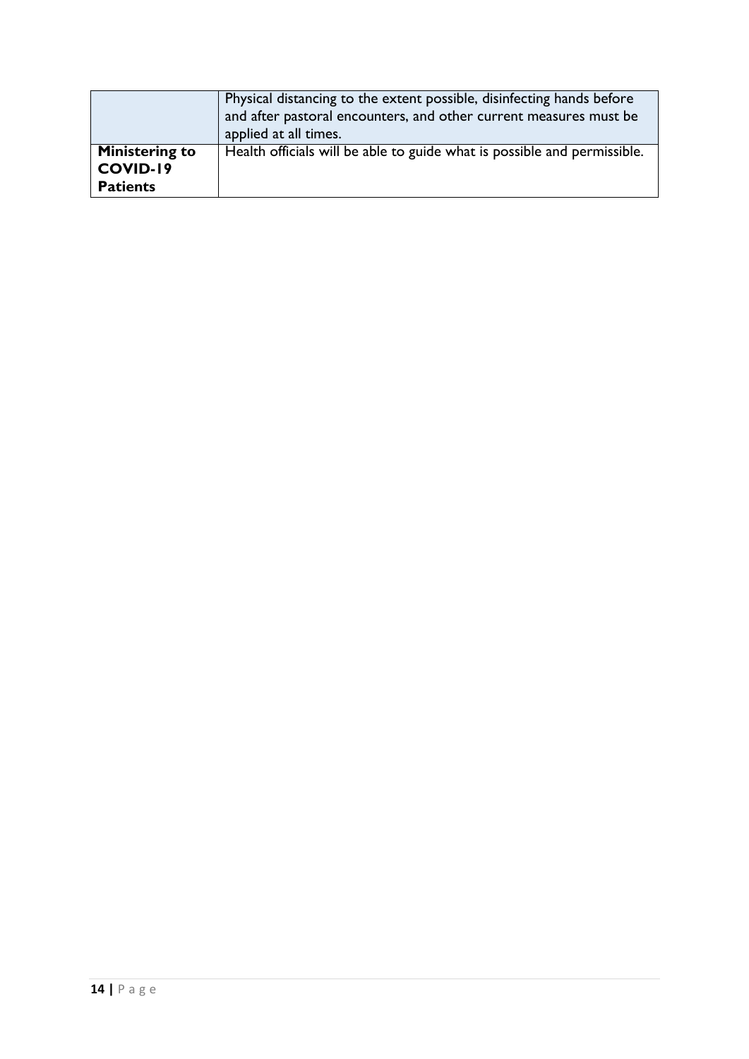| | |
|---|---|
| | Physical distancing to the extent possible, disinfecting hands before and after pastoral encounters, and other current measures must be applied at all times. |
| **Ministering to COVID-19 Patients** | Health officials will be able to guide what is possible and permissible. |